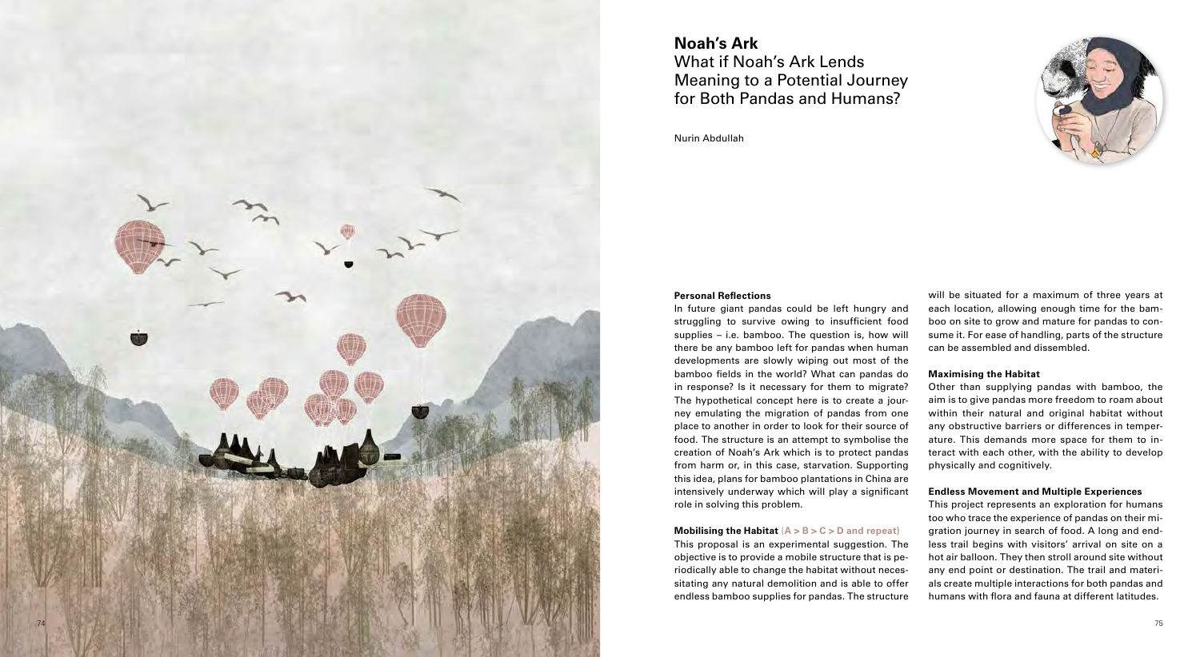# Noah's Ark

## What if Noah's Ark Lends Meaning to a Potential Journey for Both Pandas and Humans?

Nurin Abdullah

**Personal Reflections**

In future giant pandas could be left hungry and struggling to survive owing to insufficient food supplies – i.e. bamboo. The question is, how will there be any bamboo left for pandas when human developments are slowly wiping out most of the bamboo fields in the world? What can pandas do in response? Is it necessary for them to migrate? The hypothetical concept here is to create a journey emulating the migration of pandas from one place to another in order to look for their source of food. The structure is an attempt to symbolise the creation of Noah's Ark which is to protect pandas from harm or, in this case, starvation. Supporting this idea, plans for bamboo plantations in China are intensively underway which will play a significant role in solving this problem.

**Mobilising the Habitat** (A > B > C > D and repeat)

This proposal is an experimental suggestion. The objective is to provide a mobile structure that is periodically able to change the habitat without necessitating any natural demolition and is able to offer endless bamboo supplies for pandas. The structure will be situated for a maximum of three years at each location, allowing enough time for the bamboo on site to grow and mature for pandas to consume it. For ease of handling, parts of the structure can be assembled and dissembled.

**Maximising the Habitat**

Other than supplying pandas with bamboo, the aim is to give pandas more freedom to roam about within their natural and original habitat without any obstructive barriers or differences in temperature. This demands more space for them to interact with each other, with the ability to develop physically and cognitively.

**Endless Movement and Multiple Experiences**

This project represents an exploration for humans too who trace the experience of pandas on their migration journey in search of food. A long and endless trail begins with visitors' arrival on site on a hot air balloon. They then stroll around site without any end point or destination. The trail and materials create multiple interactions for both pandas and humans with flora and fauna at different latitudes.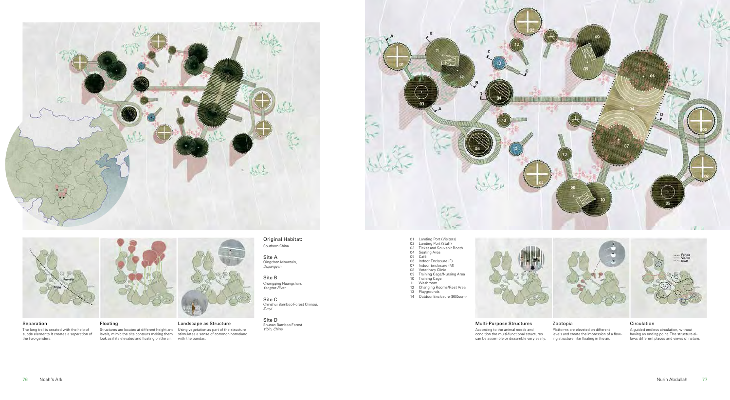### Separation

The long trail is created with the help of subtle elements It creates a separation of the two genders.

### Floating

Structures are located at different height and levels, mimic the site contours making them look as if its elevated and floating on the air.

### Landscape as Structure

Using vegetation as part of the structure stimulates a sense of common homeland with the pandas.

Original Habitat:
Southern China

Site A
Qingchen Mountain,
*Dujiangyan*

Site B
Chongqing Huangshan,
*Yangtze River*

Site C
Chinshui Bamboo Forest Chinsui,
*Zunyi*

Site D
Shunan Bamboo Forest
*Yibin, China*

01 Landing Port (Visitors)
02 Landing Port (Staff)
03 Ticket and Souvenir Booth
04 Seating Area
05 Café
06 Indoor Enclosure (F)
07 Indoor Enclosure (M)
08 Veterinary Clinic
09 Training Cage/Nursing Area
10 Training Cage
11 Washroom
12 Changing Rooms/Rest Area
13 Playgrounds
14 Outdoor Enclosure (900sqm)

### Multi-Purpose Structures

According to the animal needs and condition the multi-functional structures can be assemble or dissamble very easily.

### Zootopia

Platforms are elevated on different levels and create the impression of a flowing structure, like floating in the air.

### Circulation

A guided endless circulation, without having an ending point. The structure allows different places and views of nature.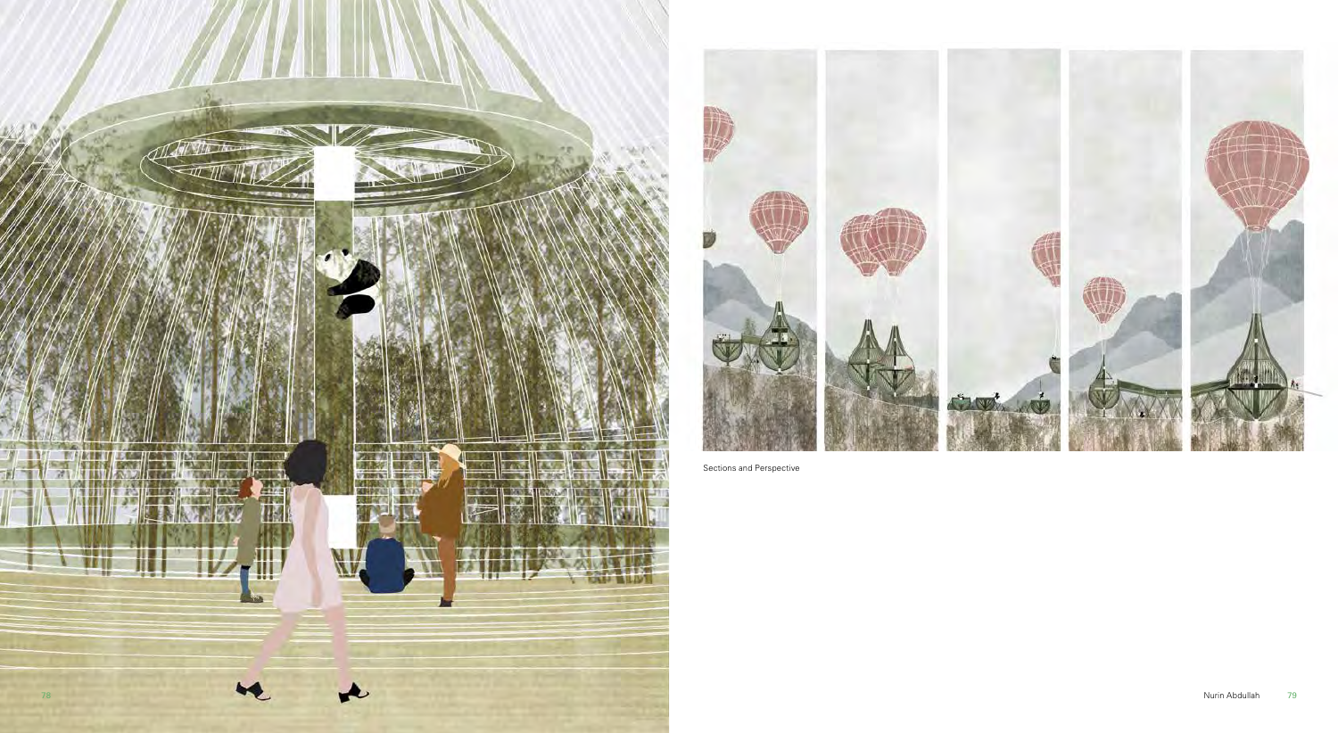Sections and Perspective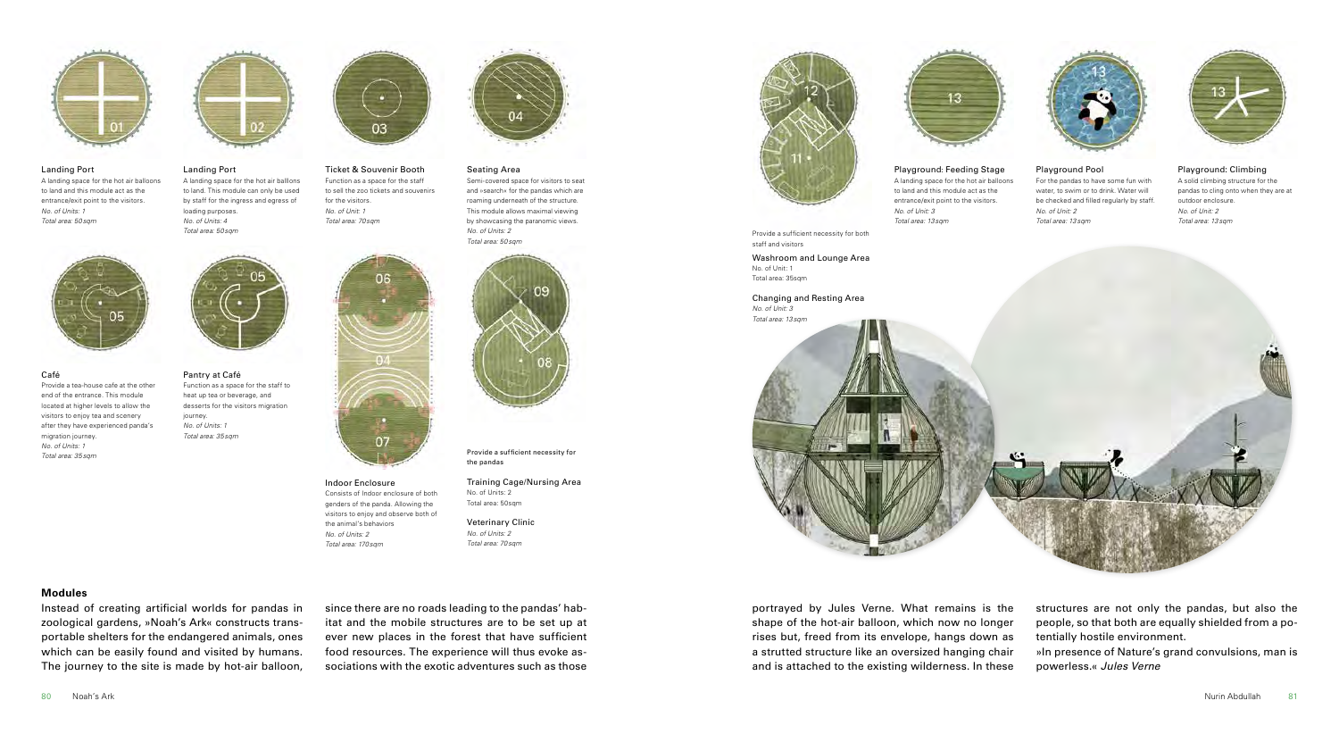Landing Port

A landing space for the hot air balloons to land and this module act as the entrance/exit point to the visitors.
*No. of Units: 1*
*Total area: 50sqm*

Landing Port

A landing space for the hot air balloons to land. This module can only be used by staff for the ingress and egress of loading purposes.
*No. of Units: 4*
*Total area: 50sqm*

Ticket & Souvenir Booth

Function as a space for the staff to sell the zoo tickets and souvenirs for the visitors.
*No. of Unit: 1*
*Total area: 70sqm*

Seating Area

Semi-covered space for visitors to seat and »search« for the pandas which are roaming underneath of the structure. This module allows maximal viewing by showcasing the paranomic views.
*No. of Units: 2*
*Total area: 50sqm*

Café

Provide a tea-house cafe at the other end of the entrance. This module located at higher levels to allow the visitors to enjoy tea and scenery after they have experienced panda's migration journey.
*No. of Units: 1*
*Total area: 35sqm*

Pantry at Café

Function as a space for the staff to heat up tea or beverage, and desserts for the visitors migration journey.
*No. of Units: 1*
*Total area: 35sqm*

Indoor Enclosure

Consists of Indoor enclosure of both genders of the panda. Allowing the visitors to enjoy and observe both of the animal's behaviors
*No. of Units: 2*
*Total area: 170sqm*

Provide a sufficient necessity for the pandas

Training Cage/Nursing Area
No. of Units: 2
Total area: 50sqm

Veterinary Clinic
*No. of Units: 2*
*Total area: 70sqm*

Provide a sufficient necessity for both staff and visitors

Washroom and Lounge Area
No. of Unit: 1
Total area: 35sqm

Changing and Resting Area
*No. of Unit: 3*
*Total area: 13sqm*

Playground: Feeding Stage

A landing space for the hot air balloons to land and this module act as the entrance/exit point to the visitors.
*No. of Units: 3*
*Total area: 13sqm*

Playground Pool

For the pandas to have some fun with water, to swim or to drink. Water will be checked and filled regularly by staff.
*No. of Unit: 2*
*Total area: 13sqm*

Playground: Climbing

A solid climbing structure for the pandas to cling onto when they are at outdoor enclosure.
*No. of Units: 2*
*Total area: 13sqm*

**Modules**

Instead of creating artificial worlds for pandas in zoological gardens, »Noah's Ark« constructs transportable shelters for the endangered animals, ones which can be easily found and visited by humans. The journey to the site is made by hot-air balloon, since there are no roads leading to the pandas' habitat and the mobile structures are to be set up at ever new places in the forest that have sufficient food resources. The experience will thus evoke associations with the exotic adventures such as those portrayed by Jules Verne. What remains is the shape of the hot-air balloon, which now no longer rises but, freed from its envelope, hangs down as a strutted structure like an oversized hanging chair and is attached to the existing wilderness. In these structures are not only the pandas, but also the people, so that both are equally shielded from a potentially hostile environment.

»In presence of Nature's grand convulsions, man is powerless.« *Jules Verne*